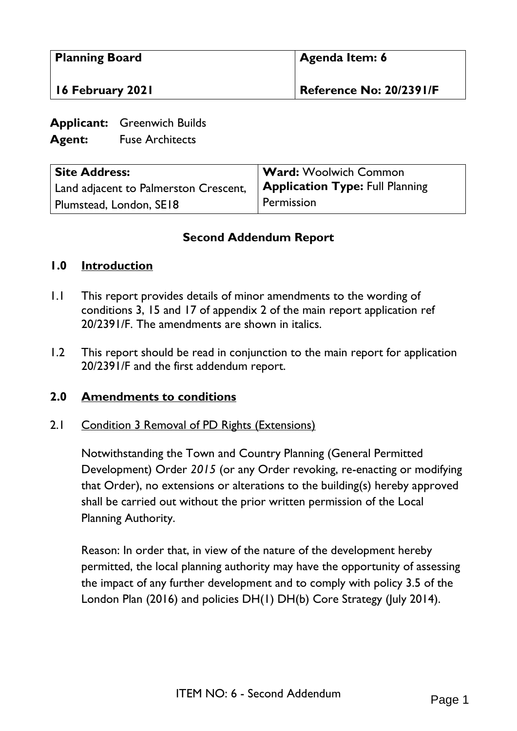| **Planning Board** | **Agenda Item: 6** |
|---|---|
| **16 February 2021** | **Reference No: 20/2391/F** |

**Applicant:** Greenwich Builds
**Agent:** Fuse Architects

| **Site Address:** Land adjacent to Palmerston Crescent, Plumstead, London, SE18 | **Ward:** Woolwich Common **Application Type:** Full Planning Permission |
|---|---|

## Second Addendum Report

## 1.0 Introduction

1.1 This report provides details of minor amendments to the wording of conditions 3, 15 and 17 of appendix 2 of the main report application ref 20/2391/F. The amendments are shown in italics.

1.2 This report should be read in conjunction to the main report for application 20/2391/F and the first addendum report.

## 2.0 Amendments to conditions

2.1 Condition 3 Removal of PD Rights (Extensions)

Notwithstanding the Town and Country Planning (General Permitted Development) Order *2015* (or any Order revoking, re-enacting or modifying that Order), no extensions or alterations to the building(s) hereby approved shall be carried out without the prior written permission of the Local Planning Authority.

Reason: In order that, in view of the nature of the development hereby permitted, the local planning authority may have the opportunity of assessing the impact of any further development and to comply with policy 3.5 of the London Plan (2016) and policies DH(1) DH(b) Core Strategy (July 2014).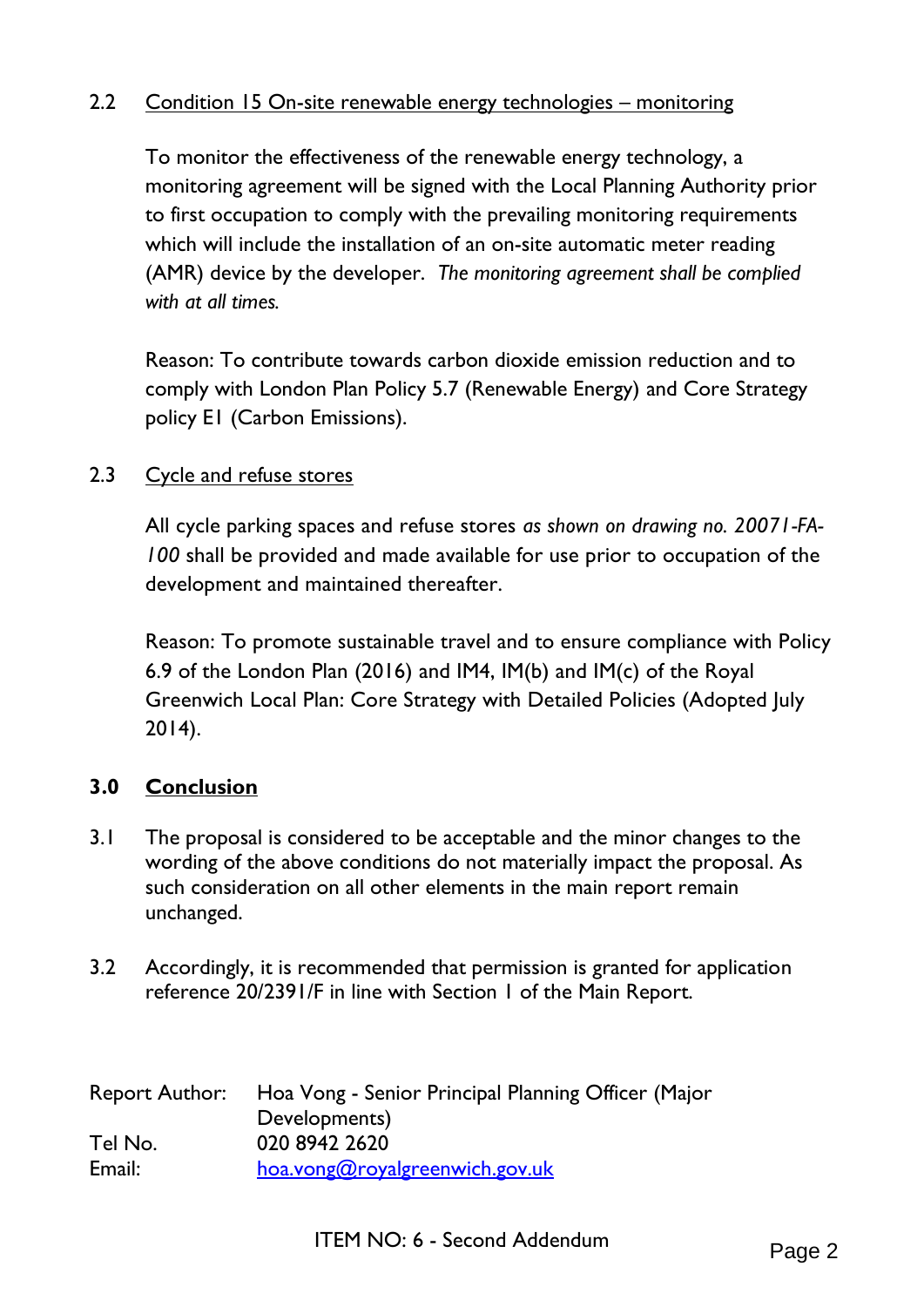2.2 Condition 15 On-site renewable energy technologies – monitoring

To monitor the effectiveness of the renewable energy technology, a monitoring agreement will be signed with the Local Planning Authority prior to first occupation to comply with the prevailing monitoring requirements which will include the installation of an on-site automatic meter reading (AMR) device by the developer. *The monitoring agreement shall be complied with at all times.*

Reason: To contribute towards carbon dioxide emission reduction and to comply with London Plan Policy 5.7 (Renewable Energy) and Core Strategy policy E1 (Carbon Emissions).

2.3 Cycle and refuse stores

All cycle parking spaces and refuse stores *as shown on drawing no. 20071-FA-100* shall be provided and made available for use prior to occupation of the development and maintained thereafter.

Reason: To promote sustainable travel and to ensure compliance with Policy 6.9 of the London Plan (2016) and IM4, IM(b) and IM(c) of the Royal Greenwich Local Plan: Core Strategy with Detailed Policies (Adopted July 2014).

## 3.0 Conclusion

3.1 The proposal is considered to be acceptable and the minor changes to the wording of the above conditions do not materially impact the proposal. As such consideration on all other elements in the main report remain unchanged.

3.2 Accordingly, it is recommended that permission is granted for application reference 20/2391/F in line with Section 1 of the Main Report.

Report Author: Hoa Vong - Senior Principal Planning Officer (Major Developments)
Tel No. 020 8942 2620
Email: hoa.vong@royalgreenwich.gov.uk

ITEM NO: 6 - Second Addendum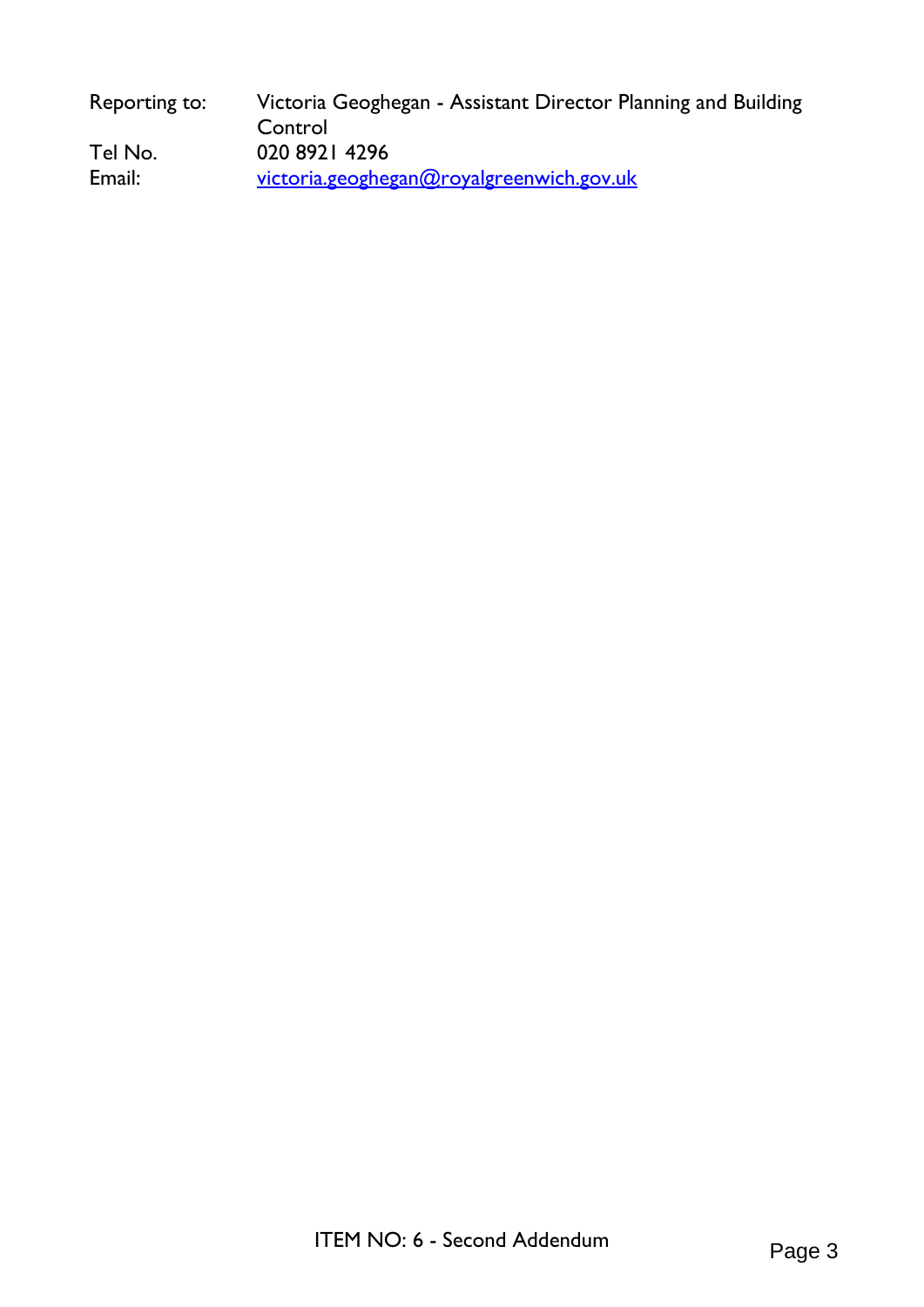| | |
|---|---|
| Reporting to: | Victoria Geoghegan - Assistant Director Planning and Building Control |
| Tel No. | 020 8921 4296 |
| Email: | victoria.geoghegan@royalgreenwich.gov.uk |